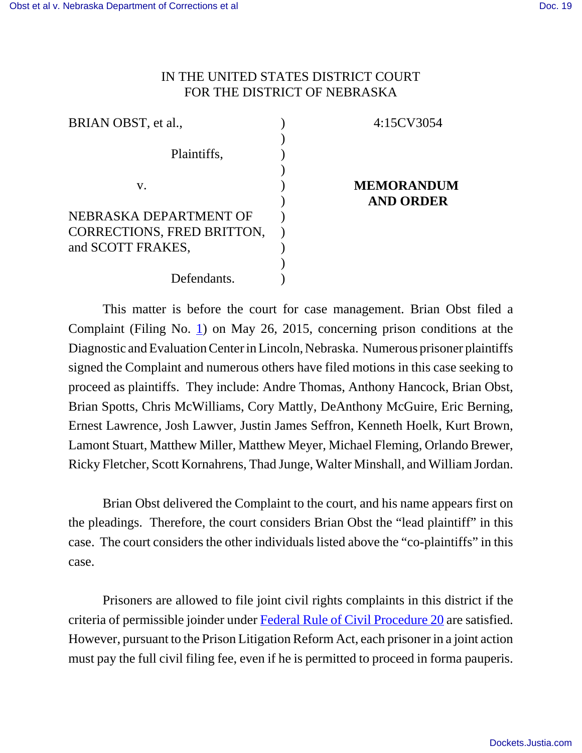IN THE UNITED STATES DISTRICT COURT
FOR THE DISTRICT OF NEBRASKA

| | | |
|---|---|---|
| BRIAN OBST, et al., | ) | 4:15CV3054 |
| Plaintiffs, | ) | |
| v. | ) | **MEMORANDUM AND ORDER** |
| NEBRASKA DEPARTMENT OF CORRECTIONS, FRED BRITTON, and SCOTT FRAKES, | ) | |
| Defendants. | ) | |

This matter is before the court for case management. Brian Obst filed a Complaint (Filing No. 1) on May 26, 2015, concerning prison conditions at the Diagnostic and Evaluation Center in Lincoln, Nebraska. Numerous prisoner plaintiffs signed the Complaint and numerous others have filed motions in this case seeking to proceed as plaintiffs. They include: Andre Thomas, Anthony Hancock, Brian Obst, Brian Spotts, Chris McWilliams, Cory Mattly, DeAnthony McGuire, Eric Berning, Ernest Lawrence, Josh Lawver, Justin James Seffron, Kenneth Hoelk, Kurt Brown, Lamont Stuart, Matthew Miller, Matthew Meyer, Michael Fleming, Orlando Brewer, Ricky Fletcher, Scott Kornahrens, Thad Junge, Walter Minshall, and William Jordan.

Brian Obst delivered the Complaint to the court, and his name appears first on the pleadings. Therefore, the court considers Brian Obst the "lead plaintiff" in this case. The court considers the other individuals listed above the "co-plaintiffs" in this case.

Prisoners are allowed to file joint civil rights complaints in this district if the criteria of permissible joinder under Federal Rule of Civil Procedure 20 are satisfied. However, pursuant to the Prison Litigation Reform Act, each prisoner in a joint action must pay the full civil filing fee, even if he is permitted to proceed in forma pauperis.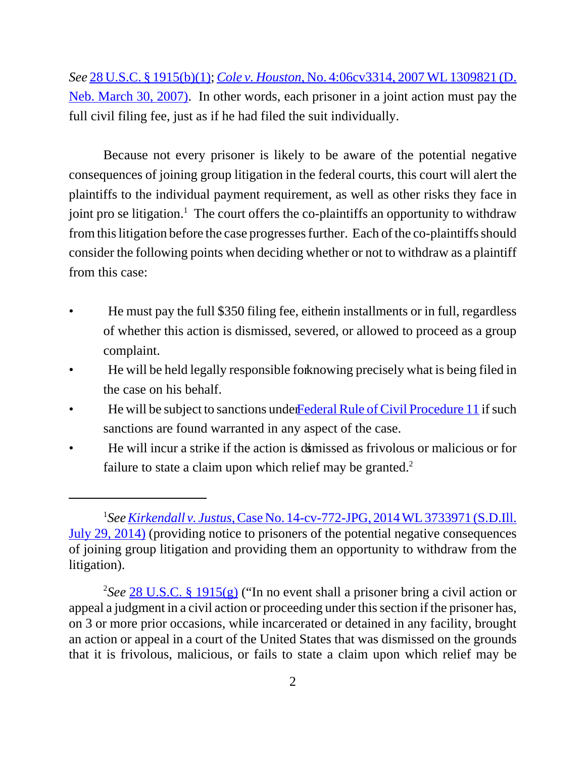*See* 28 U.S.C. § 1915(b)(1); *Cole v. Houston*, No. 4:06cv3314, 2007 WL 1309821 (D. Neb. March 30, 2007). In other words, each prisoner in a joint action must pay the full civil filing fee, just as if he had filed the suit individually.

Because not every prisoner is likely to be aware of the potential negative consequences of joining group litigation in the federal courts, this court will alert the plaintiffs to the individual payment requirement, as well as other risks they face in joint pro se litigation.[1] The court offers the co-plaintiffs an opportunity to withdraw from this litigation before the case progresses further. Each of the co-plaintiffs should consider the following points when deciding whether or not to withdraw as a plaintiff from this case:

- He must pay the full $350 filing fee, either in installments or in full, regardless of whether this action is dismissed, severed, or allowed to proceed as a group complaint.
- He will be held legally responsible for knowing precisely what is being filed in the case on his behalf.
- He will be subject to sanctions under Federal Rule of Civil Procedure 11 if such sanctions are found warranted in any aspect of the case.
- He will incur a strike if the action is dismissed as frivolous or malicious or for failure to state a claim upon which relief may be granted.[2]

---

[1] *See* *Kirkendall v. Justus*, Case No. 14-cv-772-JPG, 2014 WL 3733971 (S.D.Ill. July 29, 2014) (providing notice to prisoners of the potential negative consequences of joining group litigation and providing them an opportunity to withdraw from the litigation).

[2] *See* 28 U.S.C. § 1915(g) ("In no event shall a prisoner bring a civil action or appeal a judgment in a civil action or proceeding under this section if the prisoner has, on 3 or more prior occasions, while incarcerated or detained in any facility, brought an action or appeal in a court of the United States that was dismissed on the grounds that it is frivolous, malicious, or fails to state a claim upon which relief may be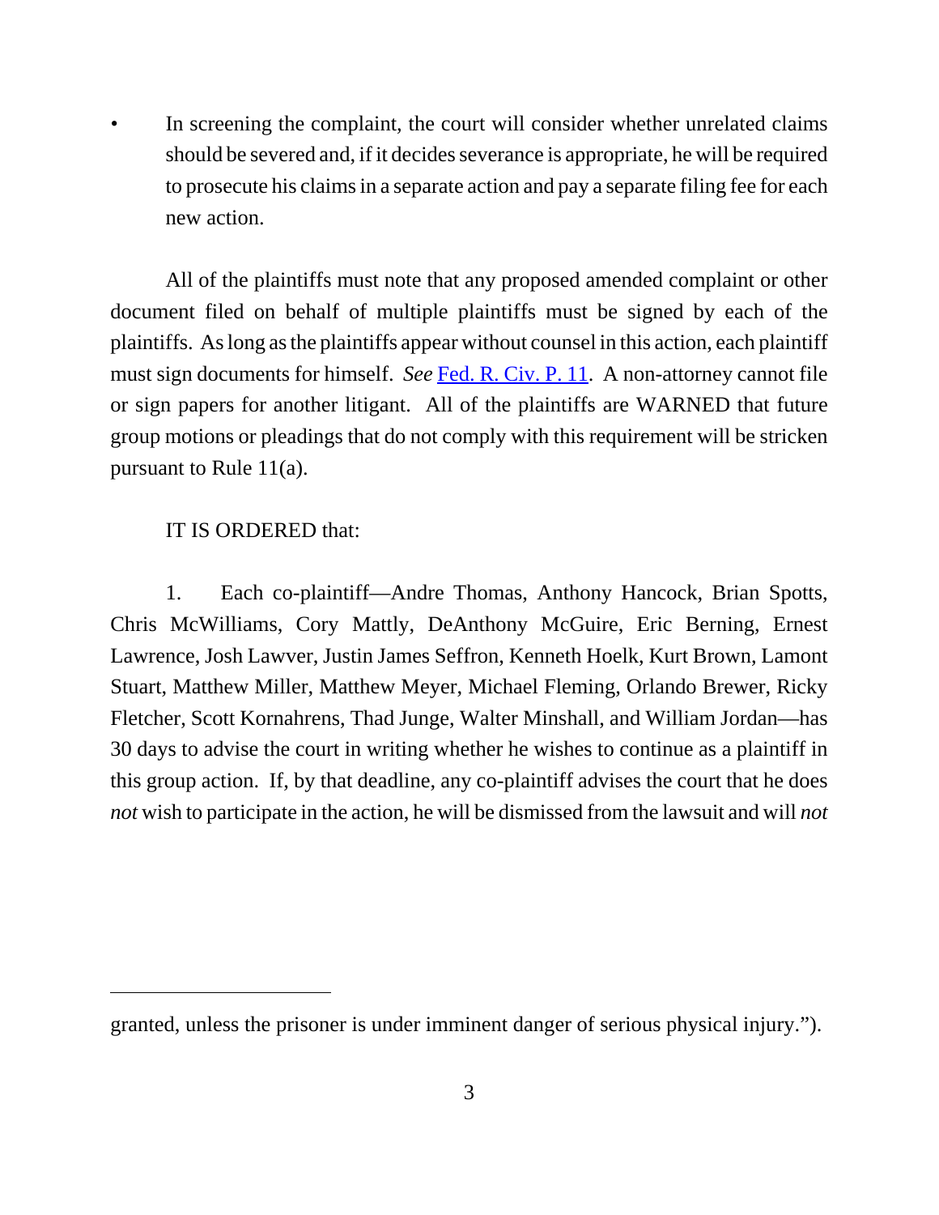- In screening the complaint, the court will consider whether unrelated claims should be severed and, if it decides severance is appropriate, he will be required to prosecute his claims in a separate action and pay a separate filing fee for each new action.

All of the plaintiffs must note that any proposed amended complaint or other document filed on behalf of multiple plaintiffs must be signed by each of the plaintiffs. As long as the plaintiffs appear without counsel in this action, each plaintiff must sign documents for himself. *See* Fed. R. Civ. P. 11. A non-attorney cannot file or sign papers for another litigant. All of the plaintiffs are WARNED that future group motions or pleadings that do not comply with this requirement will be stricken pursuant to Rule 11(a).

IT IS ORDERED that:

1. Each co-plaintiff—Andre Thomas, Anthony Hancock, Brian Spotts, Chris McWilliams, Cory Mattly, DeAnthony McGuire, Eric Berning, Ernest Lawrence, Josh Lawver, Justin James Seffron, Kenneth Hoelk, Kurt Brown, Lamont Stuart, Matthew Miller, Matthew Meyer, Michael Fleming, Orlando Brewer, Ricky Fletcher, Scott Kornahrens, Thad Junge, Walter Minshall, and William Jordan—has 30 days to advise the court in writing whether he wishes to continue as a plaintiff in this group action. If, by that deadline, any co-plaintiff advises the court that he does *not* wish to participate in the action, he will be dismissed from the lawsuit and will *not*

---

granted, unless the prisoner is under imminent danger of serious physical injury.").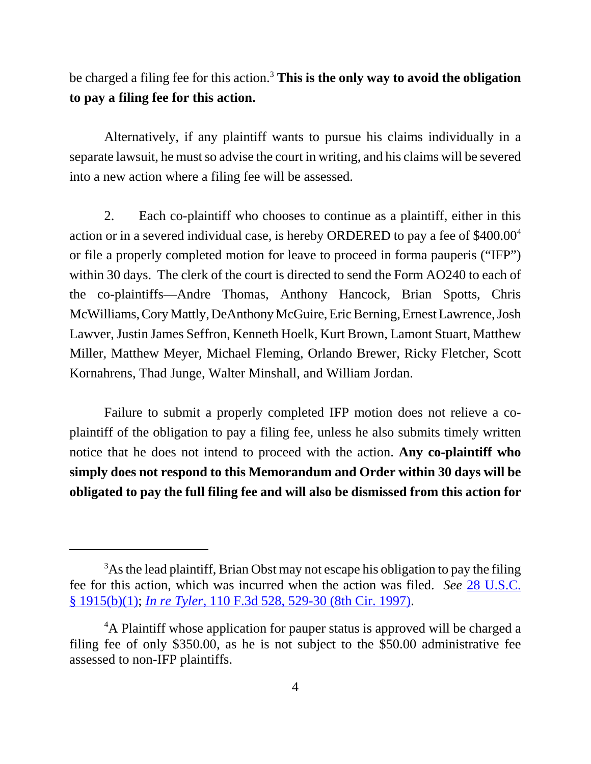be charged a filing fee for this action.[3] **This is the only way to avoid the obligation to pay a filing fee for this action.**

Alternatively, if any plaintiff wants to pursue his claims individually in a separate lawsuit, he must so advise the court in writing, and his claims will be severed into a new action where a filing fee will be assessed.

2. Each co-plaintiff who chooses to continue as a plaintiff, either in this action or in a severed individual case, is hereby ORDERED to pay a fee of $400.00[4] or file a properly completed motion for leave to proceed in forma pauperis ("IFP") within 30 days. The clerk of the court is directed to send the Form AO240 to each of the co-plaintiffs—Andre Thomas, Anthony Hancock, Brian Spotts, Chris McWilliams, Cory Mattly, DeAnthony McGuire, Eric Berning, Ernest Lawrence, Josh Lawver, Justin James Seffron, Kenneth Hoelk, Kurt Brown, Lamont Stuart, Matthew Miller, Matthew Meyer, Michael Fleming, Orlando Brewer, Ricky Fletcher, Scott Kornahrens, Thad Junge, Walter Minshall, and William Jordan.

Failure to submit a properly completed IFP motion does not relieve a co-plaintiff of the obligation to pay a filing fee, unless he also submits timely written notice that he does not intend to proceed with the action. **Any co-plaintiff who simply does not respond to this Memorandum and Order within 30 days will be obligated to pay the full filing fee and will also be dismissed from this action for**

---

[3]As the lead plaintiff, Brian Obst may not escape his obligation to pay the filing fee for this action, which was incurred when the action was filed. *See* 28 U.S.C. § 1915(b)(1); *In re Tyler*, 110 F.3d 528, 529-30 (8th Cir. 1997).

[4]A Plaintiff whose application for pauper status is approved will be charged a filing fee of only $350.00, as he is not subject to the $50.00 administrative fee assessed to non-IFP plaintiffs.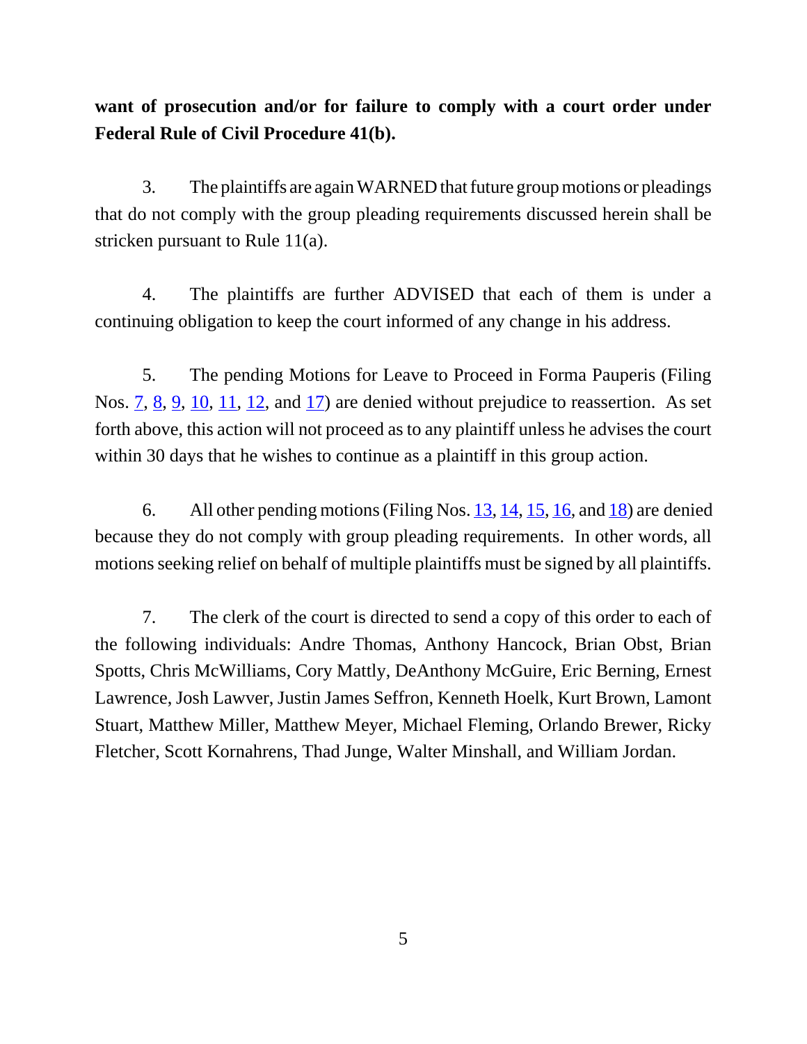**want of prosecution and/or for failure to comply with a court order under Federal Rule of Civil Procedure 41(b).**

3. The plaintiffs are again WARNED that future group motions or pleadings that do not comply with the group pleading requirements discussed herein shall be stricken pursuant to Rule 11(a).

4. The plaintiffs are further ADVISED that each of them is under a continuing obligation to keep the court informed of any change in his address.

5. The pending Motions for Leave to Proceed in Forma Pauperis (Filing Nos. 7, 8, 9, 10, 11, 12, and 17) are denied without prejudice to reassertion. As set forth above, this action will not proceed as to any plaintiff unless he advises the court within 30 days that he wishes to continue as a plaintiff in this group action.

6. All other pending motions (Filing Nos. 13, 14, 15, 16, and 18) are denied because they do not comply with group pleading requirements. In other words, all motions seeking relief on behalf of multiple plaintiffs must be signed by all plaintiffs.

7. The clerk of the court is directed to send a copy of this order to each of the following individuals: Andre Thomas, Anthony Hancock, Brian Obst, Brian Spotts, Chris McWilliams, Cory Mattly, DeAnthony McGuire, Eric Berning, Ernest Lawrence, Josh Lawver, Justin James Seffron, Kenneth Hoelk, Kurt Brown, Lamont Stuart, Matthew Miller, Matthew Meyer, Michael Fleming, Orlando Brewer, Ricky Fletcher, Scott Kornahrens, Thad Junge, Walter Minshall, and William Jordan.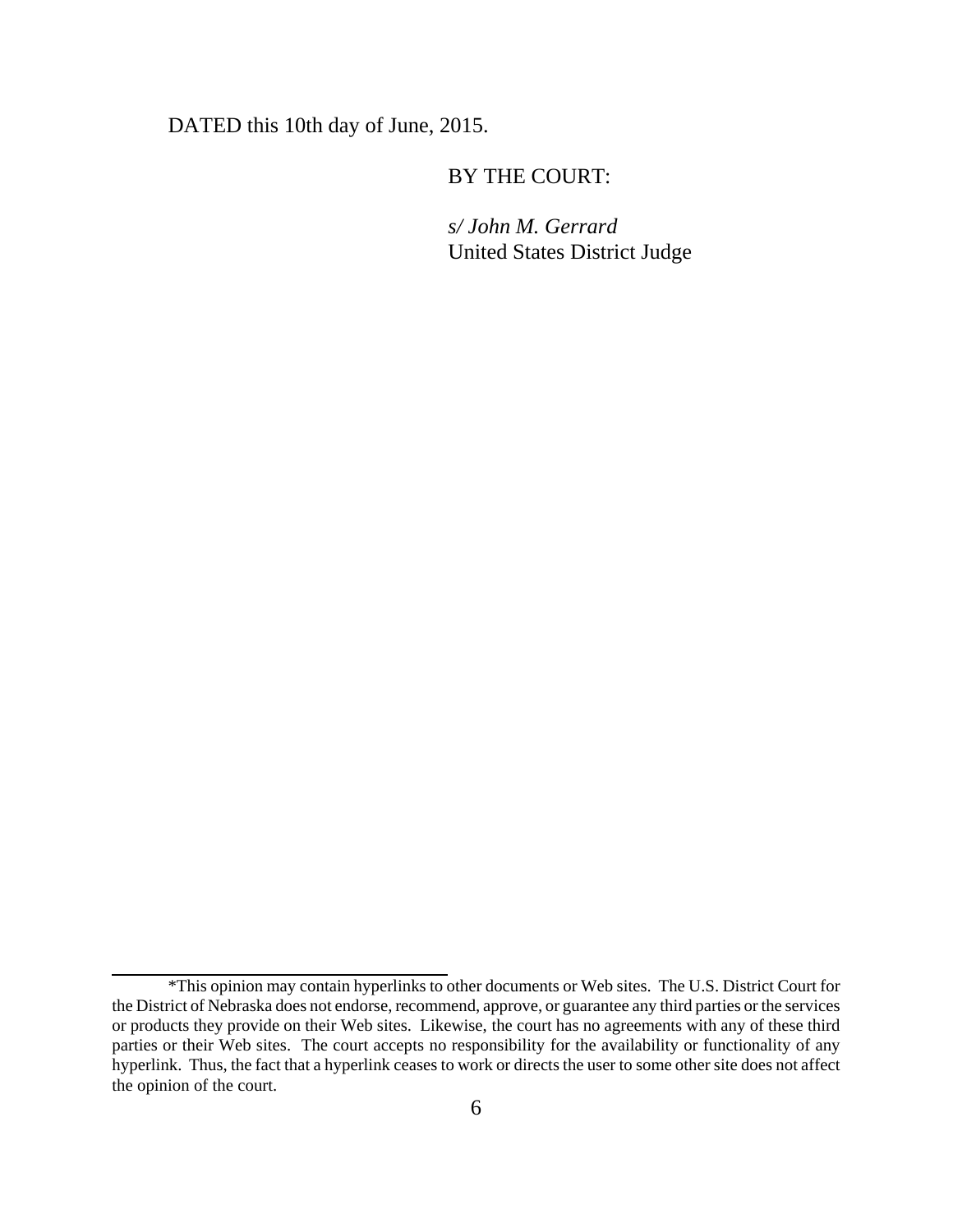DATED this 10th day of June, 2015.

BY THE COURT:

*s/ John M. Gerrard*
United States District Judge

---

*This opinion may contain hyperlinks to other documents or Web sites. The U.S. District Court for the District of Nebraska does not endorse, recommend, approve, or guarantee any third parties or the services or products they provide on their Web sites. Likewise, the court has no agreements with any of these third parties or their Web sites. The court accepts no responsibility for the availability or functionality of any hyperlink. Thus, the fact that a hyperlink ceases to work or directs the user to some other site does not affect the opinion of the court.